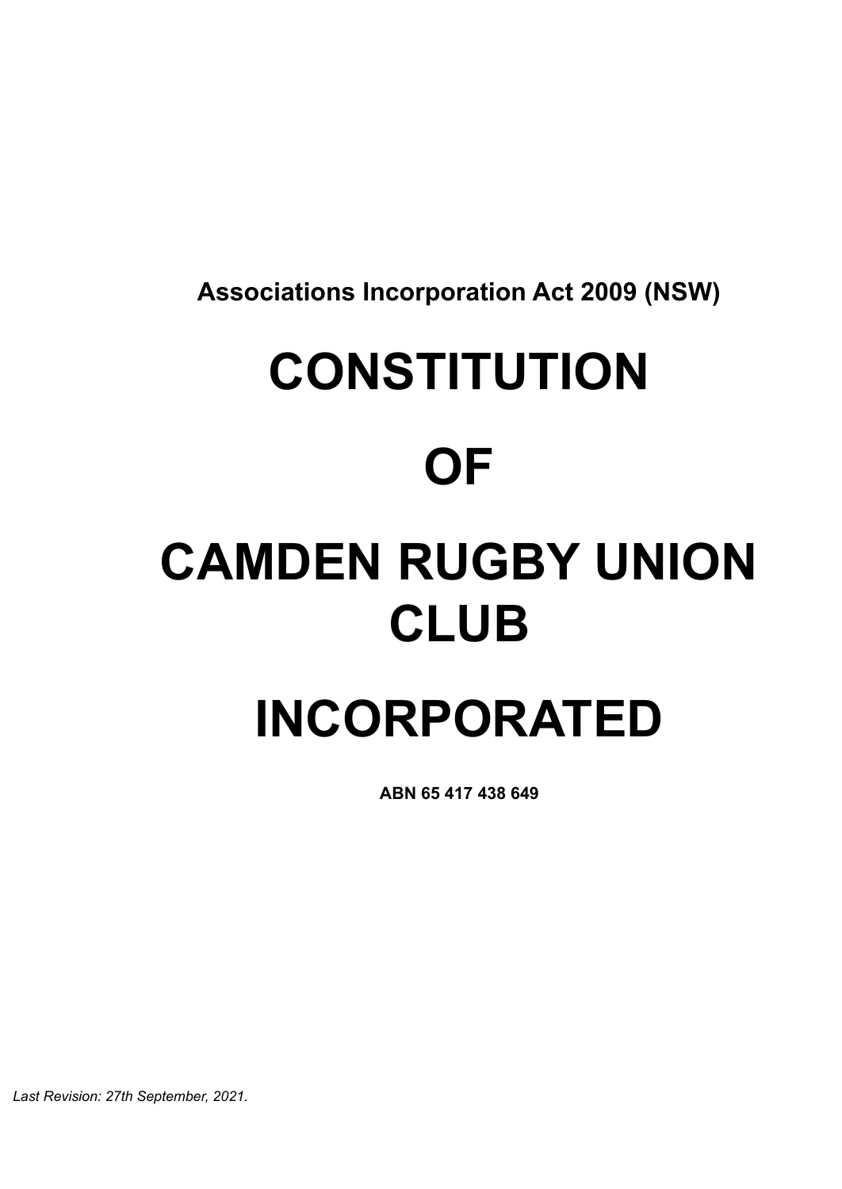**Associations Incorporation Act 2009 (NSW)**

# CONSTITUTION

# OF

# CAMDEN RUGBY UNION CLUB

# INCORPORATED

**ABN 65 417 438 649**

*Last Revision: 27th September, 2021.*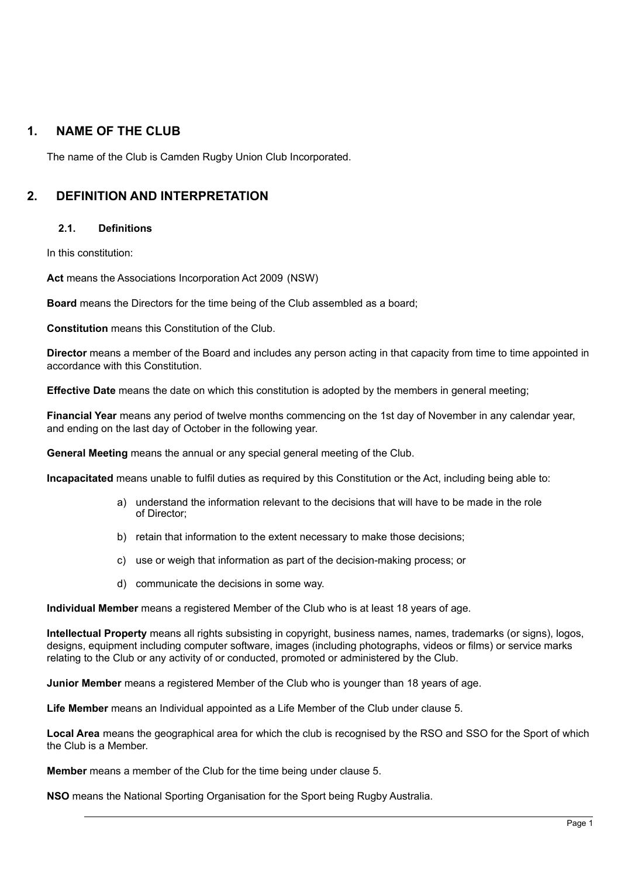## 1. NAME OF THE CLUB

The name of the Club is Camden Rugby Union Club Incorporated.

## 2. DEFINITION AND INTERPRETATION

### 2.1. Definitions

In this constitution:

**Act** means the Associations Incorporation Act 2009 (NSW)

**Board** means the Directors for the time being of the Club assembled as a board;

**Constitution** means this Constitution of the Club.

**Director** means a member of the Board and includes any person acting in that capacity from time to time appointed in accordance with this Constitution.

**Effective Date** means the date on which this constitution is adopted by the members in general meeting;

**Financial Year** means any period of twelve months commencing on the 1st day of November in any calendar year, and ending on the last day of October in the following year.

**General Meeting** means the annual or any special general meeting of the Club.

**Incapacitated** means unable to fulfil duties as required by this Constitution or the Act, including being able to:

a) understand the information relevant to the decisions that will have to be made in the role of Director;

b) retain that information to the extent necessary to make those decisions;

c) use or weigh that information as part of the decision-making process; or

d) communicate the decisions in some way.

**Individual Member** means a registered Member of the Club who is at least 18 years of age.

**Intellectual Property** means all rights subsisting in copyright, business names, names, trademarks (or signs), logos, designs, equipment including computer software, images (including photographs, videos or films) or service marks relating to the Club or any activity of or conducted, promoted or administered by the Club.

**Junior Member** means a registered Member of the Club who is younger than 18 years of age.

**Life Member** means an Individual appointed as a Life Member of the Club under clause 5.

**Local Area** means the geographical area for which the club is recognised by the RSO and SSO for the Sport of which the Club is a Member.

**Member** means a member of the Club for the time being under clause 5.

**NSO** means the National Sporting Organisation for the Sport being Rugby Australia.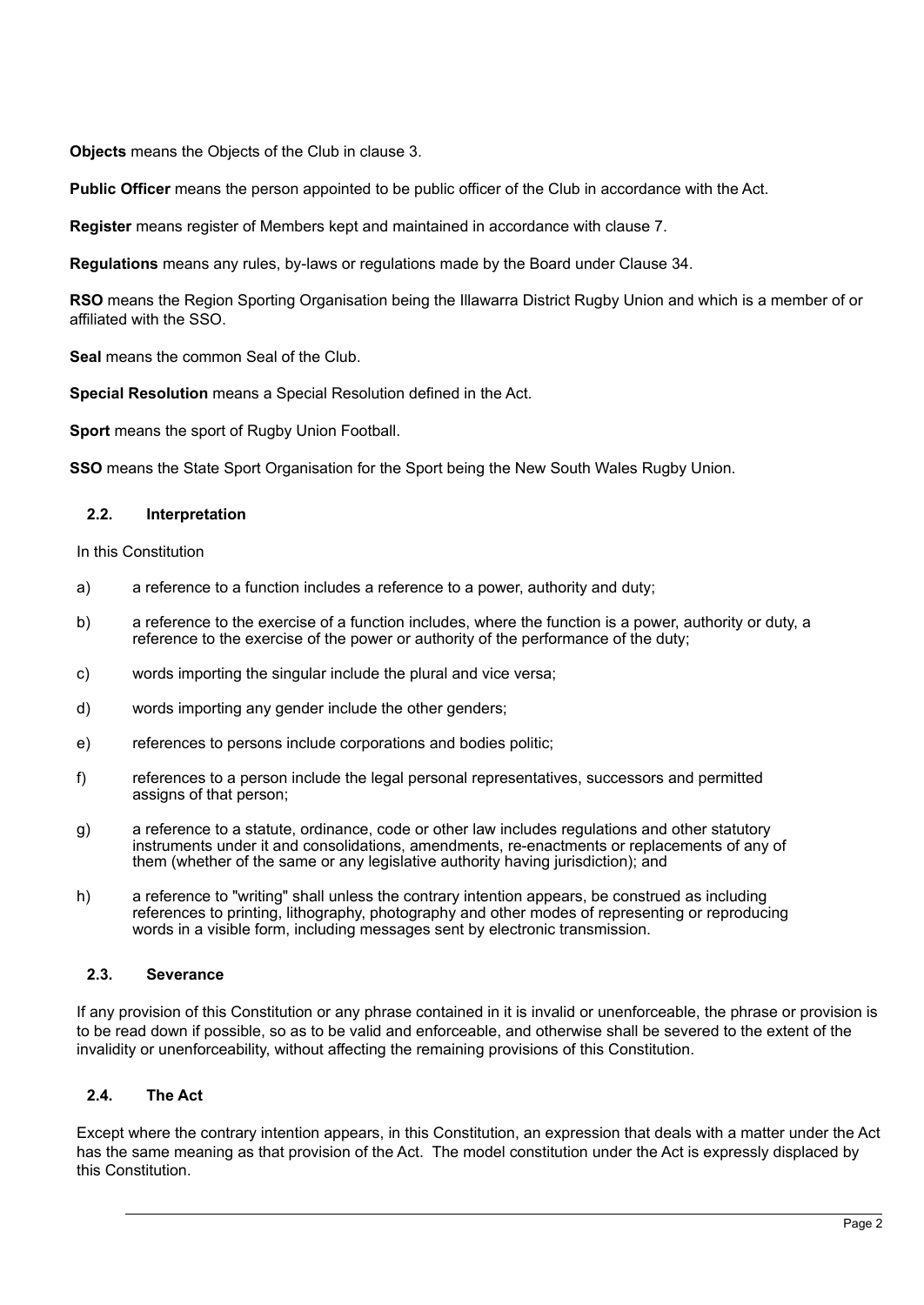**Objects** means the Objects of the Club in clause 3.

**Public Officer** means the person appointed to be public officer of the Club in accordance with the Act.

**Register** means register of Members kept and maintained in accordance with clause 7.

**Regulations** means any rules, by-laws or regulations made by the Board under Clause 34.

**RSO** means the Region Sporting Organisation being the Illawarra District Rugby Union and which is a member of or affiliated with the SSO.

**Seal** means the common Seal of the Club.

**Special Resolution** means a Special Resolution defined in the Act.

**Sport** means the sport of Rugby Union Football.

**SSO** means the State Sport Organisation for the Sport being the New South Wales Rugby Union.

### 2.2. Interpretation

In this Constitution

a) a reference to a function includes a reference to a power, authority and duty;

b) a reference to the exercise of a function includes, where the function is a power, authority or duty, a reference to the exercise of the power or authority of the performance of the duty;

c) words importing the singular include the plural and vice versa;

d) words importing any gender include the other genders;

e) references to persons include corporations and bodies politic;

f) references to a person include the legal personal representatives, successors and permitted assigns of that person;

g) a reference to a statute, ordinance, code or other law includes regulations and other statutory instruments under it and consolidations, amendments, re-enactments or replacements of any of them (whether of the same or any legislative authority having jurisdiction); and

h) a reference to "writing" shall unless the contrary intention appears, be construed as including references to printing, lithography, photography and other modes of representing or reproducing words in a visible form, including messages sent by electronic transmission.

### 2.3. Severance

If any provision of this Constitution or any phrase contained in it is invalid or unenforceable, the phrase or provision is to be read down if possible, so as to be valid and enforceable, and otherwise shall be severed to the extent of the invalidity or unenforceability, without affecting the remaining provisions of this Constitution.

### 2.4. The Act

Except where the contrary intention appears, in this Constitution, an expression that deals with a matter under the Act has the same meaning as that provision of the Act. The model constitution under the Act is expressly displaced by this Constitution.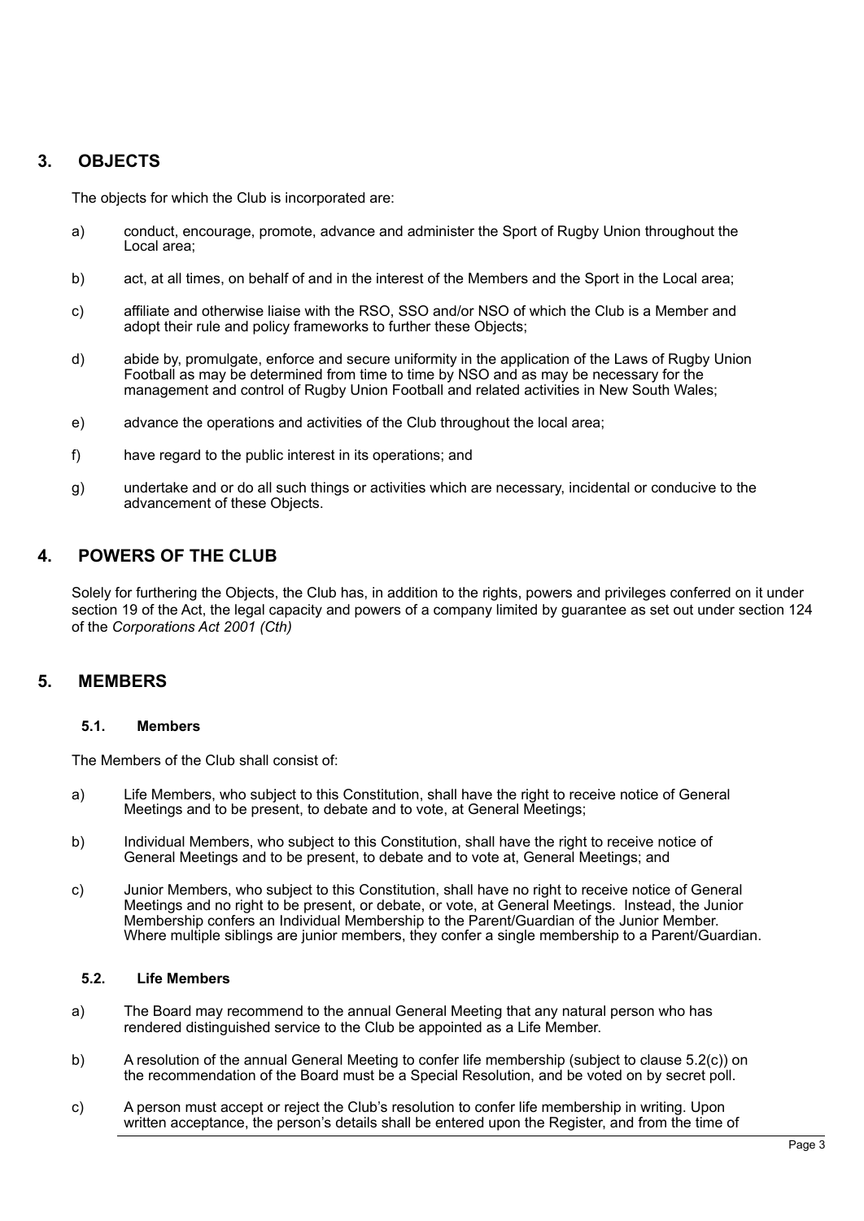## 3. OBJECTS

The objects for which the Club is incorporated are:

a) conduct, encourage, promote, advance and administer the Sport of Rugby Union throughout the Local area;

b) act, at all times, on behalf of and in the interest of the Members and the Sport in the Local area;

c) affiliate and otherwise liaise with the RSO, SSO and/or NSO of which the Club is a Member and adopt their rule and policy frameworks to further these Objects;

d) abide by, promulgate, enforce and secure uniformity in the application of the Laws of Rugby Union Football as may be determined from time to time by NSO and as may be necessary for the management and control of Rugby Union Football and related activities in New South Wales;

e) advance the operations and activities of the Club throughout the local area;

f) have regard to the public interest in its operations; and

g) undertake and or do all such things or activities which are necessary, incidental or conducive to the advancement of these Objects.

## 4. POWERS OF THE CLUB

Solely for furthering the Objects, the Club has, in addition to the rights, powers and privileges conferred on it under section 19 of the Act, the legal capacity and powers of a company limited by guarantee as set out under section 124 of the *Corporations Act 2001 (Cth)*

## 5. MEMBERS

### 5.1. Members

The Members of the Club shall consist of:

a) Life Members, who subject to this Constitution, shall have the right to receive notice of General Meetings and to be present, to debate and to vote, at General Meetings;

b) Individual Members, who subject to this Constitution, shall have the right to receive notice of General Meetings and to be present, to debate and to vote at, General Meetings; and

c) Junior Members, who subject to this Constitution, shall have no right to receive notice of General Meetings and no right to be present, or debate, or vote, at General Meetings. Instead, the Junior Membership confers an Individual Membership to the Parent/Guardian of the Junior Member. Where multiple siblings are junior members, they confer a single membership to a Parent/Guardian.

### 5.2. Life Members

a) The Board may recommend to the annual General Meeting that any natural person who has rendered distinguished service to the Club be appointed as a Life Member.

b) A resolution of the annual General Meeting to confer life membership (subject to clause 5.2(c)) on the recommendation of the Board must be a Special Resolution, and be voted on by secret poll.

c) A person must accept or reject the Club's resolution to confer life membership in writing. Upon written acceptance, the person's details shall be entered upon the Register, and from the time of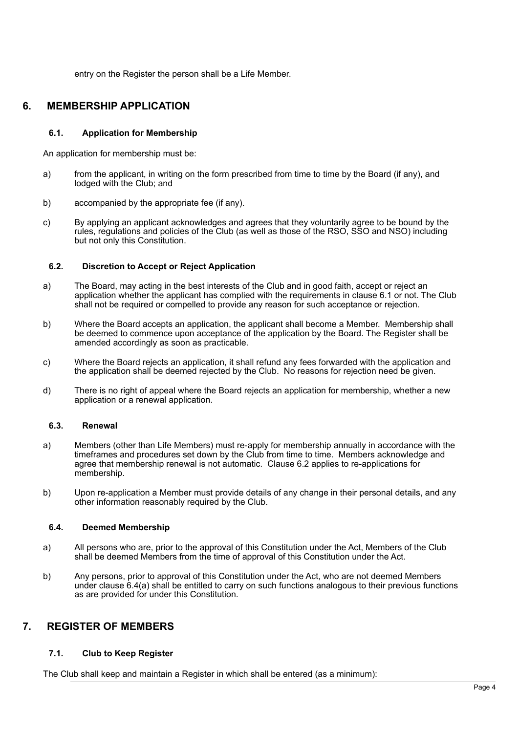entry on the Register the person shall be a Life Member.

## 6. MEMBERSHIP APPLICATION

### 6.1. Application for Membership

An application for membership must be:

a) from the applicant, in writing on the form prescribed from time to time by the Board (if any), and lodged with the Club; and

b) accompanied by the appropriate fee (if any).

c) By applying an applicant acknowledges and agrees that they voluntarily agree to be bound by the rules, regulations and policies of the Club (as well as those of the RSO, SSO and NSO) including but not only this Constitution.

### 6.2. Discretion to Accept or Reject Application

a) The Board, may acting in the best interests of the Club and in good faith, accept or reject an application whether the applicant has complied with the requirements in clause 6.1 or not. The Club shall not be required or compelled to provide any reason for such acceptance or rejection.

b) Where the Board accepts an application, the applicant shall become a Member. Membership shall be deemed to commence upon acceptance of the application by the Board. The Register shall be amended accordingly as soon as practicable.

c) Where the Board rejects an application, it shall refund any fees forwarded with the application and the application shall be deemed rejected by the Club. No reasons for rejection need be given.

d) There is no right of appeal where the Board rejects an application for membership, whether a new application or a renewal application.

### 6.3. Renewal

a) Members (other than Life Members) must re-apply for membership annually in accordance with the timeframes and procedures set down by the Club from time to time. Members acknowledge and agree that membership renewal is not automatic. Clause 6.2 applies to re-applications for membership.

b) Upon re-application a Member must provide details of any change in their personal details, and any other information reasonably required by the Club.

### 6.4. Deemed Membership

a) All persons who are, prior to the approval of this Constitution under the Act, Members of the Club shall be deemed Members from the time of approval of this Constitution under the Act.

b) Any persons, prior to approval of this Constitution under the Act, who are not deemed Members under clause 6.4(a) shall be entitled to carry on such functions analogous to their previous functions as are provided for under this Constitution.

## 7. REGISTER OF MEMBERS

### 7.1. Club to Keep Register

The Club shall keep and maintain a Register in which shall be entered (as a minimum):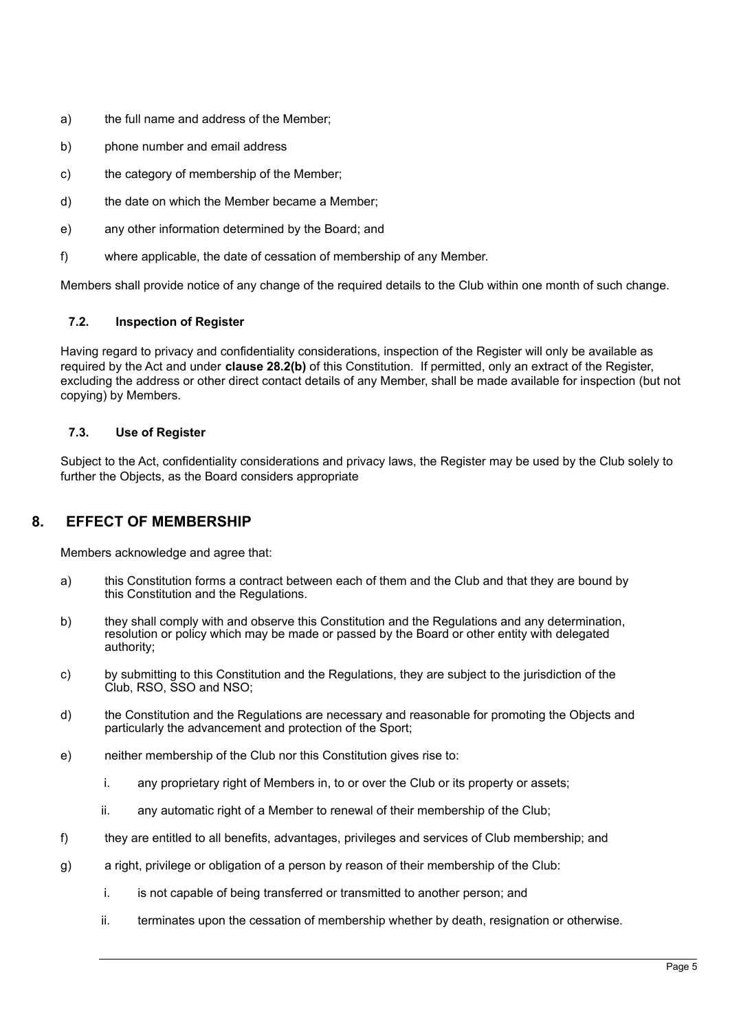a) the full name and address of the Member;

b) phone number and email address

c) the category of membership of the Member;

d) the date on which the Member became a Member;

e) any other information determined by the Board; and

f) where applicable, the date of cessation of membership of any Member.

Members shall provide notice of any change of the required details to the Club within one month of such change.

### 7.2. Inspection of Register

Having regard to privacy and confidentiality considerations, inspection of the Register will only be available as required by the Act and under **clause 28.2(b)** of this Constitution. If permitted, only an extract of the Register, excluding the address or other direct contact details of any Member, shall be made available for inspection (but not copying) by Members.

### 7.3. Use of Register

Subject to the Act, confidentiality considerations and privacy laws, the Register may be used by the Club solely to further the Objects, as the Board considers appropriate

## 8. EFFECT OF MEMBERSHIP

Members acknowledge and agree that:

a) this Constitution forms a contract between each of them and the Club and that they are bound by this Constitution and the Regulations.

b) they shall comply with and observe this Constitution and the Regulations and any determination, resolution or policy which may be made or passed by the Board or other entity with delegated authority;

c) by submitting to this Constitution and the Regulations, they are subject to the jurisdiction of the Club, RSO, SSO and NSO;

d) the Constitution and the Regulations are necessary and reasonable for promoting the Objects and particularly the advancement and protection of the Sport;

e) neither membership of the Club nor this Constitution gives rise to:

   i. any proprietary right of Members in, to or over the Club or its property or assets;

   ii. any automatic right of a Member to renewal of their membership of the Club;

f) they are entitled to all benefits, advantages, privileges and services of Club membership; and

g) a right, privilege or obligation of a person by reason of their membership of the Club:

   i. is not capable of being transferred or transmitted to another person; and

   ii. terminates upon the cessation of membership whether by death, resignation or otherwise.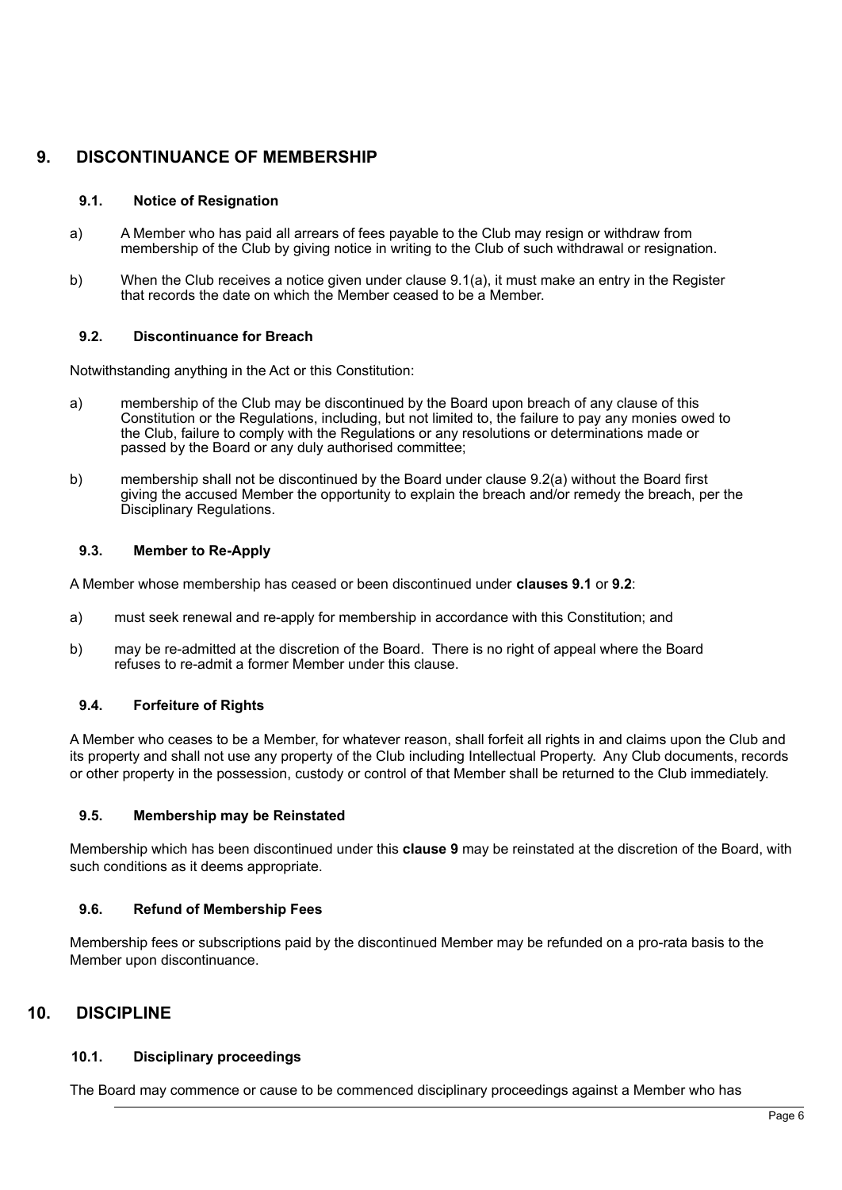## 9. DISCONTINUANCE OF MEMBERSHIP

### 9.1. Notice of Resignation

a) A Member who has paid all arrears of fees payable to the Club may resign or withdraw from membership of the Club by giving notice in writing to the Club of such withdrawal or resignation.

b) When the Club receives a notice given under clause 9.1(a), it must make an entry in the Register that records the date on which the Member ceased to be a Member.

### 9.2. Discontinuance for Breach

Notwithstanding anything in the Act or this Constitution:

a) membership of the Club may be discontinued by the Board upon breach of any clause of this Constitution or the Regulations, including, but not limited to, the failure to pay any monies owed to the Club, failure to comply with the Regulations or any resolutions or determinations made or passed by the Board or any duly authorised committee;

b) membership shall not be discontinued by the Board under clause 9.2(a) without the Board first giving the accused Member the opportunity to explain the breach and/or remedy the breach, per the Disciplinary Regulations.

### 9.3. Member to Re-Apply

A Member whose membership has ceased or been discontinued under **clauses 9.1** or **9.2**:

a) must seek renewal and re-apply for membership in accordance with this Constitution; and

b) may be re-admitted at the discretion of the Board. There is no right of appeal where the Board refuses to re-admit a former Member under this clause.

### 9.4. Forfeiture of Rights

A Member who ceases to be a Member, for whatever reason, shall forfeit all rights in and claims upon the Club and its property and shall not use any property of the Club including Intellectual Property. Any Club documents, records or other property in the possession, custody or control of that Member shall be returned to the Club immediately.

### 9.5. Membership may be Reinstated

Membership which has been discontinued under this **clause 9** may be reinstated at the discretion of the Board, with such conditions as it deems appropriate.

### 9.6. Refund of Membership Fees

Membership fees or subscriptions paid by the discontinued Member may be refunded on a pro-rata basis to the Member upon discontinuance.

## 10. DISCIPLINE

### 10.1. Disciplinary proceedings

The Board may commence or cause to be commenced disciplinary proceedings against a Member who has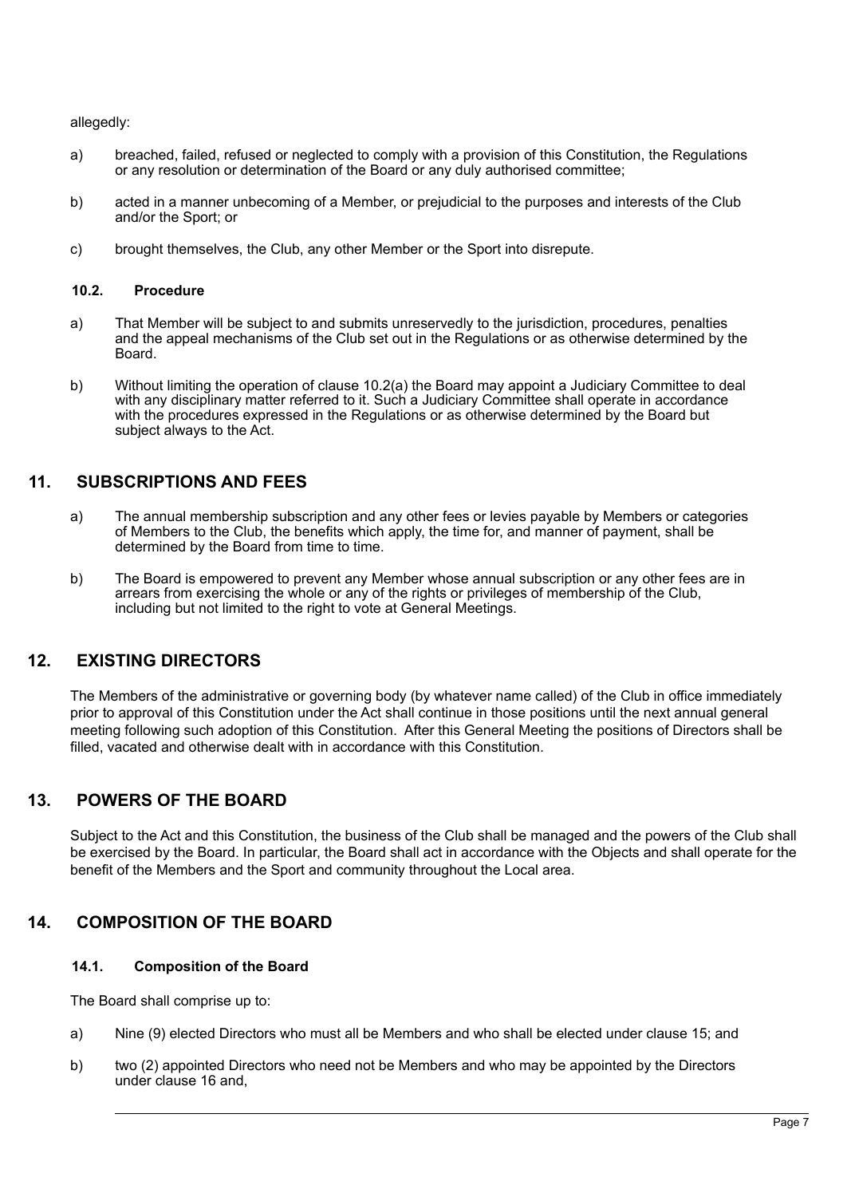allegedly:

a) breached, failed, refused or neglected to comply with a provision of this Constitution, the Regulations or any resolution or determination of the Board or any duly authorised committee;

b) acted in a manner unbecoming of a Member, or prejudicial to the purposes and interests of the Club and/or the Sport; or

c) brought themselves, the Club, any other Member or the Sport into disrepute.

### 10.2. Procedure

a) That Member will be subject to and submits unreservedly to the jurisdiction, procedures, penalties and the appeal mechanisms of the Club set out in the Regulations or as otherwise determined by the Board.

b) Without limiting the operation of clause 10.2(a) the Board may appoint a Judiciary Committee to deal with any disciplinary matter referred to it. Such a Judiciary Committee shall operate in accordance with the procedures expressed in the Regulations or as otherwise determined by the Board but subject always to the Act.

## 11. SUBSCRIPTIONS AND FEES

a) The annual membership subscription and any other fees or levies payable by Members or categories of Members to the Club, the benefits which apply, the time for, and manner of payment, shall be determined by the Board from time to time.

b) The Board is empowered to prevent any Member whose annual subscription or any other fees are in arrears from exercising the whole or any of the rights or privileges of membership of the Club, including but not limited to the right to vote at General Meetings.

## 12. EXISTING DIRECTORS

The Members of the administrative or governing body (by whatever name called) of the Club in office immediately prior to approval of this Constitution under the Act shall continue in those positions until the next annual general meeting following such adoption of this Constitution. After this General Meeting the positions of Directors shall be filled, vacated and otherwise dealt with in accordance with this Constitution.

## 13. POWERS OF THE BOARD

Subject to the Act and this Constitution, the business of the Club shall be managed and the powers of the Club shall be exercised by the Board. In particular, the Board shall act in accordance with the Objects and shall operate for the benefit of the Members and the Sport and community throughout the Local area.

## 14. COMPOSITION OF THE BOARD

### 14.1. Composition of the Board

The Board shall comprise up to:

a) Nine (9) elected Directors who must all be Members and who shall be elected under clause 15; and

b) two (2) appointed Directors who need not be Members and who may be appointed by the Directors under clause 16 and,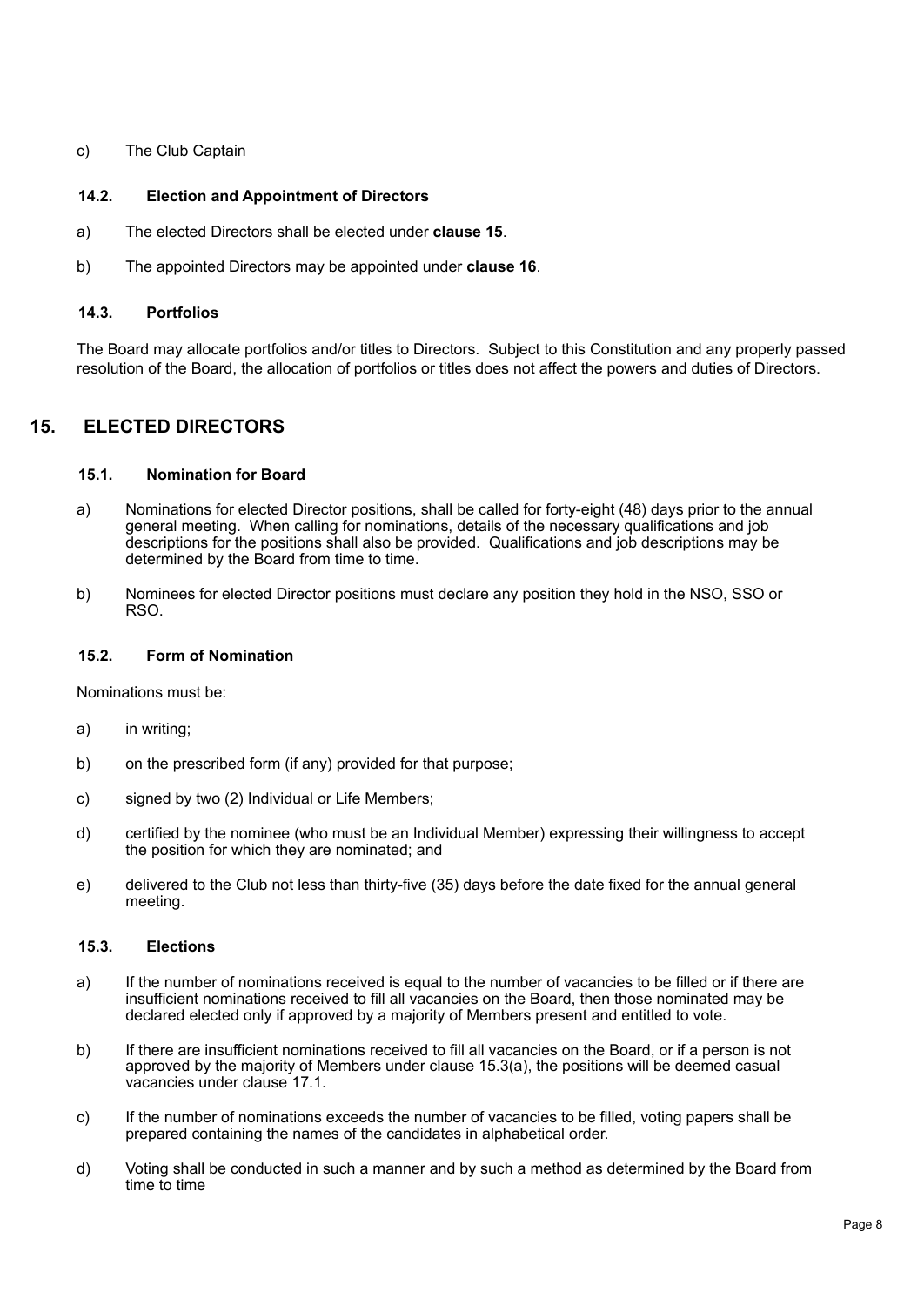c) The Club Captain

### 14.2. Election and Appointment of Directors

a) The elected Directors shall be elected under **clause 15**.

b) The appointed Directors may be appointed under **clause 16**.

### 14.3. Portfolios

The Board may allocate portfolios and/or titles to Directors. Subject to this Constitution and any properly passed resolution of the Board, the allocation of portfolios or titles does not affect the powers and duties of Directors.

## 15. ELECTED DIRECTORS

### 15.1. Nomination for Board

a) Nominations for elected Director positions, shall be called for forty-eight (48) days prior to the annual general meeting. When calling for nominations, details of the necessary qualifications and job descriptions for the positions shall also be provided. Qualifications and job descriptions may be determined by the Board from time to time.

b) Nominees for elected Director positions must declare any position they hold in the NSO, SSO or RSO.

### 15.2. Form of Nomination

Nominations must be:

a) in writing;

b) on the prescribed form (if any) provided for that purpose;

c) signed by two (2) Individual or Life Members;

d) certified by the nominee (who must be an Individual Member) expressing their willingness to accept the position for which they are nominated; and

e) delivered to the Club not less than thirty-five (35) days before the date fixed for the annual general meeting.

### 15.3. Elections

a) If the number of nominations received is equal to the number of vacancies to be filled or if there are insufficient nominations received to fill all vacancies on the Board, then those nominated may be declared elected only if approved by a majority of Members present and entitled to vote.

b) If there are insufficient nominations received to fill all vacancies on the Board, or if a person is not approved by the majority of Members under clause 15.3(a), the positions will be deemed casual vacancies under clause 17.1.

c) If the number of nominations exceeds the number of vacancies to be filled, voting papers shall be prepared containing the names of the candidates in alphabetical order.

d) Voting shall be conducted in such a manner and by such a method as determined by the Board from time to time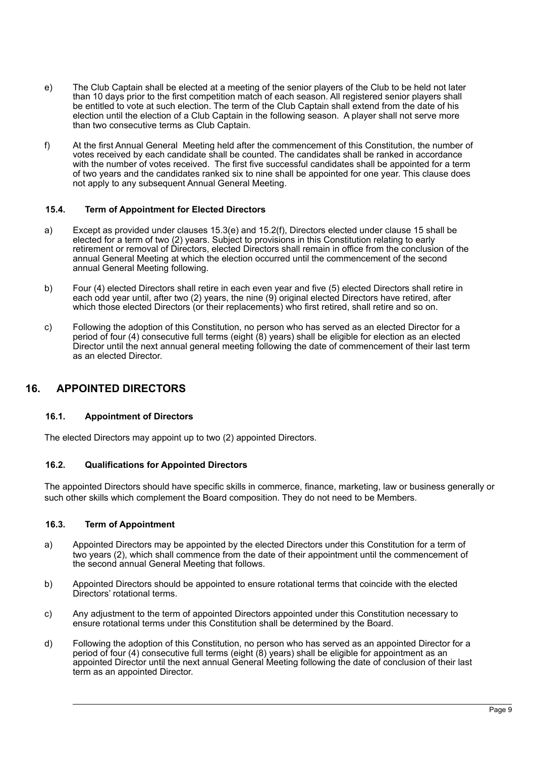e) The Club Captain shall be elected at a meeting of the senior players of the Club to be held not later than 10 days prior to the first competition match of each season. All registered senior players shall be entitled to vote at such election. The term of the Club Captain shall extend from the date of his election until the election of a Club Captain in the following season. A player shall not serve more than two consecutive terms as Club Captain.

f) At the first Annual General Meeting held after the commencement of this Constitution, the number of votes received by each candidate shall be counted. The candidates shall be ranked in accordance with the number of votes received. The first five successful candidates shall be appointed for a term of two years and the candidates ranked six to nine shall be appointed for one year. This clause does not apply to any subsequent Annual General Meeting.

### 15.4. Term of Appointment for Elected Directors

a) Except as provided under clauses 15.3(e) and 15.2(f), Directors elected under clause 15 shall be elected for a term of two (2) years. Subject to provisions in this Constitution relating to early retirement or removal of Directors, elected Directors shall remain in office from the conclusion of the annual General Meeting at which the election occurred until the commencement of the second annual General Meeting following.

b) Four (4) elected Directors shall retire in each even year and five (5) elected Directors shall retire in each odd year until, after two (2) years, the nine (9) original elected Directors have retired, after which those elected Directors (or their replacements) who first retired, shall retire and so on.

c) Following the adoption of this Constitution, no person who has served as an elected Director for a period of four (4) consecutive full terms (eight (8) years) shall be eligible for election as an elected Director until the next annual general meeting following the date of commencement of their last term as an elected Director.

## 16. APPOINTED DIRECTORS

### 16.1. Appointment of Directors

The elected Directors may appoint up to two (2) appointed Directors.

### 16.2. Qualifications for Appointed Directors

The appointed Directors should have specific skills in commerce, finance, marketing, law or business generally or such other skills which complement the Board composition. They do not need to be Members.

### 16.3. Term of Appointment

a) Appointed Directors may be appointed by the elected Directors under this Constitution for a term of two years (2), which shall commence from the date of their appointment until the commencement of the second annual General Meeting that follows.

b) Appointed Directors should be appointed to ensure rotational terms that coincide with the elected Directors' rotational terms.

c) Any adjustment to the term of appointed Directors appointed under this Constitution necessary to ensure rotational terms under this Constitution shall be determined by the Board.

d) Following the adoption of this Constitution, no person who has served as an appointed Director for a period of four (4) consecutive full terms (eight (8) years) shall be eligible for appointment as an appointed Director until the next annual General Meeting following the date of conclusion of their last term as an appointed Director.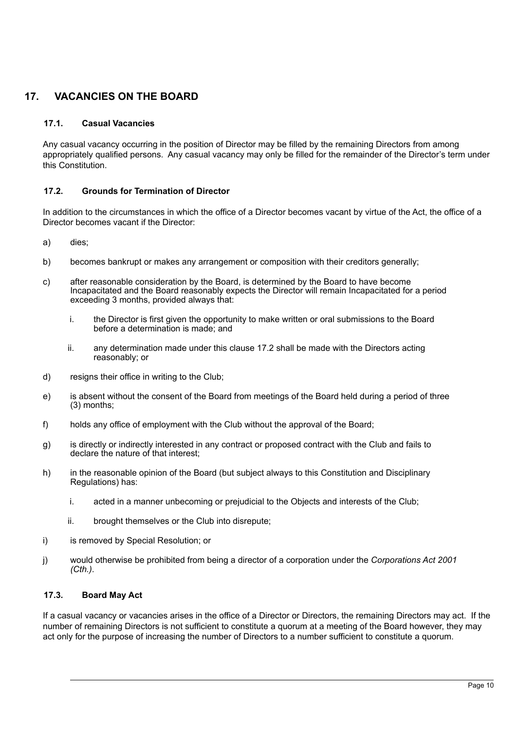## 17. VACANCIES ON THE BOARD

### 17.1. Casual Vacancies

Any casual vacancy occurring in the position of Director may be filled by the remaining Directors from among appropriately qualified persons. Any casual vacancy may only be filled for the remainder of the Director's term under this Constitution.

### 17.2. Grounds for Termination of Director

In addition to the circumstances in which the office of a Director becomes vacant by virtue of the Act, the office of a Director becomes vacant if the Director:

a) dies;

b) becomes bankrupt or makes any arrangement or composition with their creditors generally;

c) after reasonable consideration by the Board, is determined by the Board to have become Incapacitated and the Board reasonably expects the Director will remain Incapacitated for a period exceeding 3 months, provided always that:

   i. the Director is first given the opportunity to make written or oral submissions to the Board before a determination is made; and

   ii. any determination made under this clause 17.2 shall be made with the Directors acting reasonably; or

d) resigns their office in writing to the Club;

e) is absent without the consent of the Board from meetings of the Board held during a period of three (3) months;

f) holds any office of employment with the Club without the approval of the Board;

g) is directly or indirectly interested in any contract or proposed contract with the Club and fails to declare the nature of that interest;

h) in the reasonable opinion of the Board (but subject always to this Constitution and Disciplinary Regulations) has:

   i. acted in a manner unbecoming or prejudicial to the Objects and interests of the Club;

   ii. brought themselves or the Club into disrepute;

i) is removed by Special Resolution; or

j) would otherwise be prohibited from being a director of a corporation under the *Corporations Act 2001 (Cth.)*.

### 17.3. Board May Act

If a casual vacancy or vacancies arises in the office of a Director or Directors, the remaining Directors may act. If the number of remaining Directors is not sufficient to constitute a quorum at a meeting of the Board however, they may act only for the purpose of increasing the number of Directors to a number sufficient to constitute a quorum.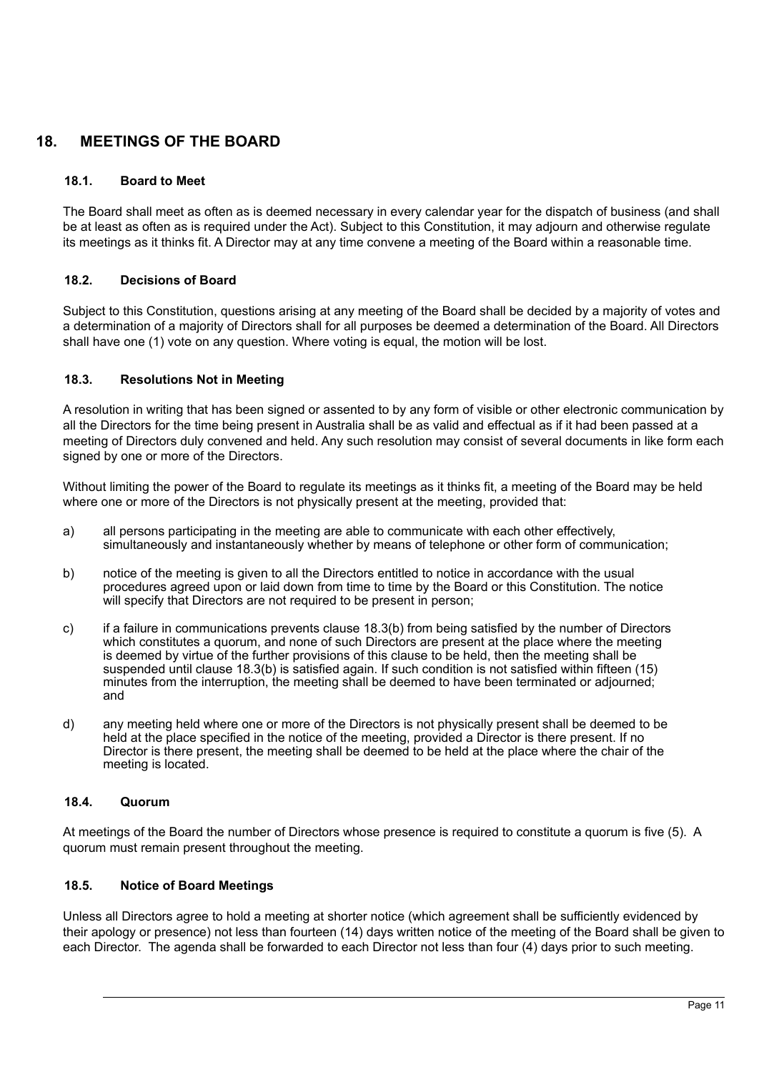## 18. MEETINGS OF THE BOARD

### 18.1. Board to Meet

The Board shall meet as often as is deemed necessary in every calendar year for the dispatch of business (and shall be at least as often as is required under the Act). Subject to this Constitution, it may adjourn and otherwise regulate its meetings as it thinks fit. A Director may at any time convene a meeting of the Board within a reasonable time.

### 18.2. Decisions of Board

Subject to this Constitution, questions arising at any meeting of the Board shall be decided by a majority of votes and a determination of a majority of Directors shall for all purposes be deemed a determination of the Board. All Directors shall have one (1) vote on any question. Where voting is equal, the motion will be lost.

### 18.3. Resolutions Not in Meeting

A resolution in writing that has been signed or assented to by any form of visible or other electronic communication by all the Directors for the time being present in Australia shall be as valid and effectual as if it had been passed at a meeting of Directors duly convened and held. Any such resolution may consist of several documents in like form each signed by one or more of the Directors.

Without limiting the power of the Board to regulate its meetings as it thinks fit, a meeting of the Board may be held where one or more of the Directors is not physically present at the meeting, provided that:

a) all persons participating in the meeting are able to communicate with each other effectively, simultaneously and instantaneously whether by means of telephone or other form of communication;

b) notice of the meeting is given to all the Directors entitled to notice in accordance with the usual procedures agreed upon or laid down from time to time by the Board or this Constitution. The notice will specify that Directors are not required to be present in person;

c) if a failure in communications prevents clause 18.3(b) from being satisfied by the number of Directors which constitutes a quorum, and none of such Directors are present at the place where the meeting is deemed by virtue of the further provisions of this clause to be held, then the meeting shall be suspended until clause 18.3(b) is satisfied again. If such condition is not satisfied within fifteen (15) minutes from the interruption, the meeting shall be deemed to have been terminated or adjourned; and

d) any meeting held where one or more of the Directors is not physically present shall be deemed to be held at the place specified in the notice of the meeting, provided a Director is there present. If no Director is there present, the meeting shall be deemed to be held at the place where the chair of the meeting is located.

### 18.4. Quorum

At meetings of the Board the number of Directors whose presence is required to constitute a quorum is five (5). A quorum must remain present throughout the meeting.

### 18.5. Notice of Board Meetings

Unless all Directors agree to hold a meeting at shorter notice (which agreement shall be sufficiently evidenced by their apology or presence) not less than fourteen (14) days written notice of the meeting of the Board shall be given to each Director. The agenda shall be forwarded to each Director not less than four (4) days prior to such meeting.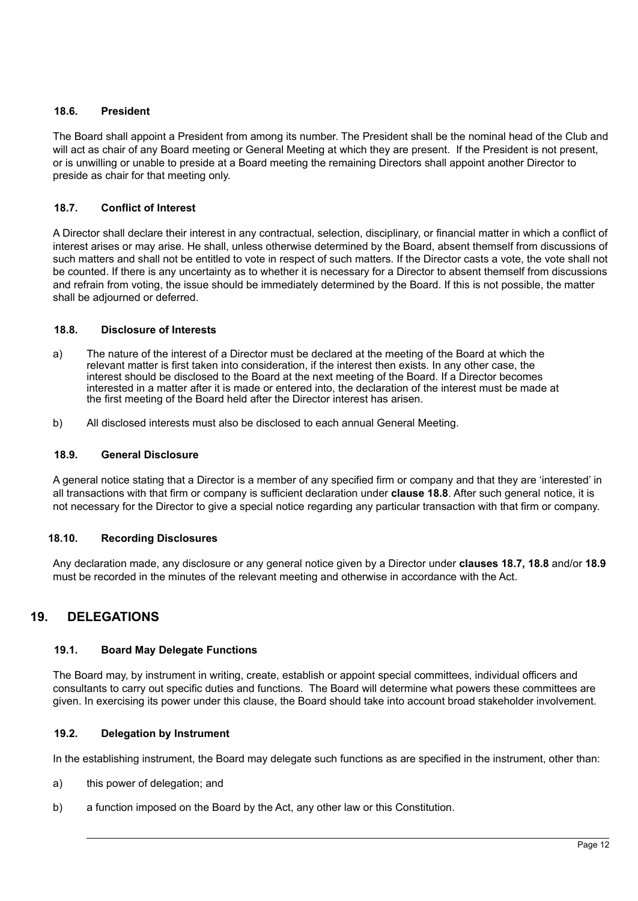### 18.6. President

The Board shall appoint a President from among its number. The President shall be the nominal head of the Club and will act as chair of any Board meeting or General Meeting at which they are present. If the President is not present, or is unwilling or unable to preside at a Board meeting the remaining Directors shall appoint another Director to preside as chair for that meeting only.

### 18.7. Conflict of Interest

A Director shall declare their interest in any contractual, selection, disciplinary, or financial matter in which a conflict of interest arises or may arise. He shall, unless otherwise determined by the Board, absent themself from discussions of such matters and shall not be entitled to vote in respect of such matters. If the Director casts a vote, the vote shall not be counted. If there is any uncertainty as to whether it is necessary for a Director to absent themself from discussions and refrain from voting, the issue should be immediately determined by the Board. If this is not possible, the matter shall be adjourned or deferred.

### 18.8. Disclosure of Interests

a) The nature of the interest of a Director must be declared at the meeting of the Board at which the relevant matter is first taken into consideration, if the interest then exists. In any other case, the interest should be disclosed to the Board at the next meeting of the Board. If a Director becomes interested in a matter after it is made or entered into, the declaration of the interest must be made at the first meeting of the Board held after the Director interest has arisen.

b) All disclosed interests must also be disclosed to each annual General Meeting.

### 18.9. General Disclosure

A general notice stating that a Director is a member of any specified firm or company and that they are 'interested' in all transactions with that firm or company is sufficient declaration under **clause 18.8**. After such general notice, it is not necessary for the Director to give a special notice regarding any particular transaction with that firm or company.

### 18.10. Recording Disclosures

Any declaration made, any disclosure or any general notice given by a Director under **clauses 18.7, 18.8** and/or **18.9** must be recorded in the minutes of the relevant meeting and otherwise in accordance with the Act.

## 19. DELEGATIONS

### 19.1. Board May Delegate Functions

The Board may, by instrument in writing, create, establish or appoint special committees, individual officers and consultants to carry out specific duties and functions. The Board will determine what powers these committees are given. In exercising its power under this clause, the Board should take into account broad stakeholder involvement.

### 19.2. Delegation by Instrument

In the establishing instrument, the Board may delegate such functions as are specified in the instrument, other than:

a) this power of delegation; and

b) a function imposed on the Board by the Act, any other law or this Constitution.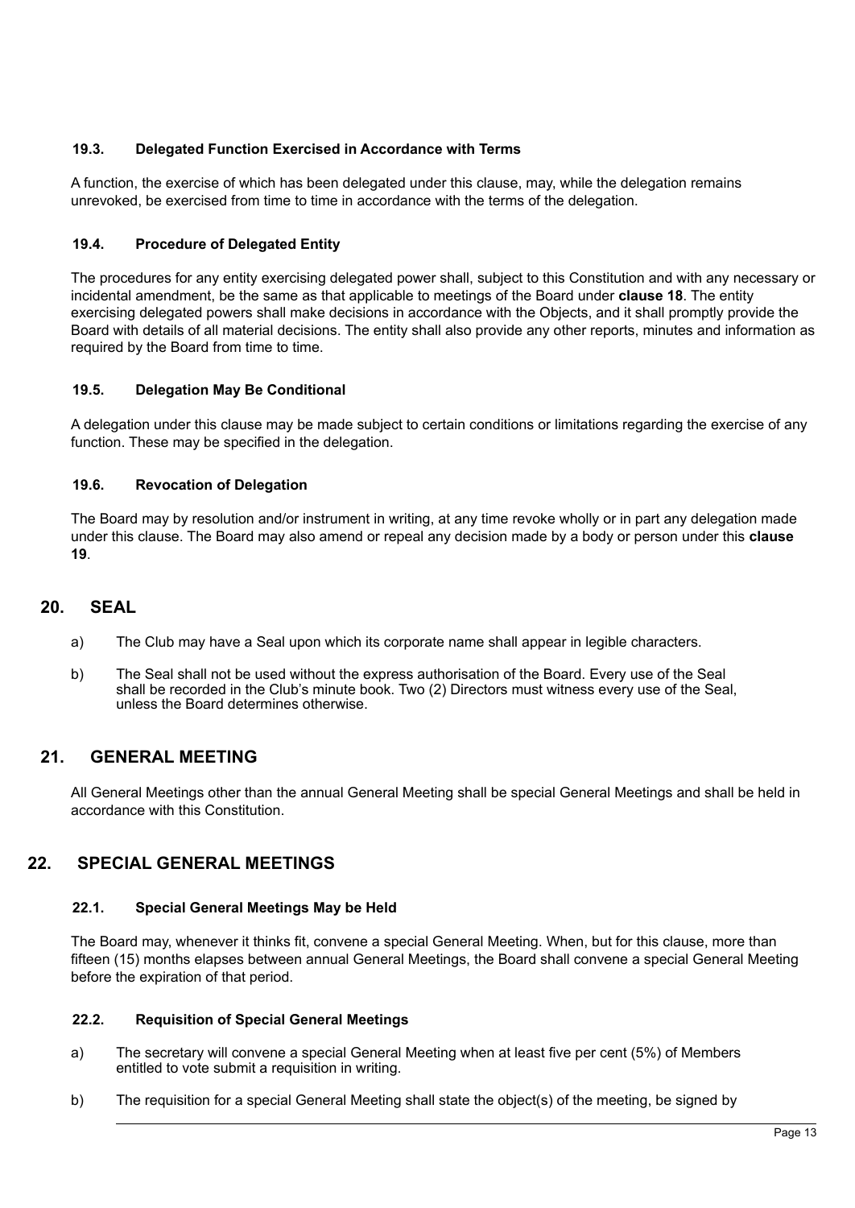### 19.3. Delegated Function Exercised in Accordance with Terms

A function, the exercise of which has been delegated under this clause, may, while the delegation remains unrevoked, be exercised from time to time in accordance with the terms of the delegation.

### 19.4. Procedure of Delegated Entity

The procedures for any entity exercising delegated power shall, subject to this Constitution and with any necessary or incidental amendment, be the same as that applicable to meetings of the Board under **clause 18**. The entity exercising delegated powers shall make decisions in accordance with the Objects, and it shall promptly provide the Board with details of all material decisions. The entity shall also provide any other reports, minutes and information as required by the Board from time to time.

### 19.5. Delegation May Be Conditional

A delegation under this clause may be made subject to certain conditions or limitations regarding the exercise of any function. These may be specified in the delegation.

### 19.6. Revocation of Delegation

The Board may by resolution and/or instrument in writing, at any time revoke wholly or in part any delegation made under this clause. The Board may also amend or repeal any decision made by a body or person under this **clause 19**.

## 20. SEAL

a) The Club may have a Seal upon which its corporate name shall appear in legible characters.

b) The Seal shall not be used without the express authorisation of the Board. Every use of the Seal shall be recorded in the Club's minute book. Two (2) Directors must witness every use of the Seal, unless the Board determines otherwise.

## 21. GENERAL MEETING

All General Meetings other than the annual General Meeting shall be special General Meetings and shall be held in accordance with this Constitution.

## 22. SPECIAL GENERAL MEETINGS

### 22.1. Special General Meetings May be Held

The Board may, whenever it thinks fit, convene a special General Meeting. When, but for this clause, more than fifteen (15) months elapses between annual General Meetings, the Board shall convene a special General Meeting before the expiration of that period.

### 22.2. Requisition of Special General Meetings

a) The secretary will convene a special General Meeting when at least five per cent (5%) of Members entitled to vote submit a requisition in writing.

b) The requisition for a special General Meeting shall state the object(s) of the meeting, be signed by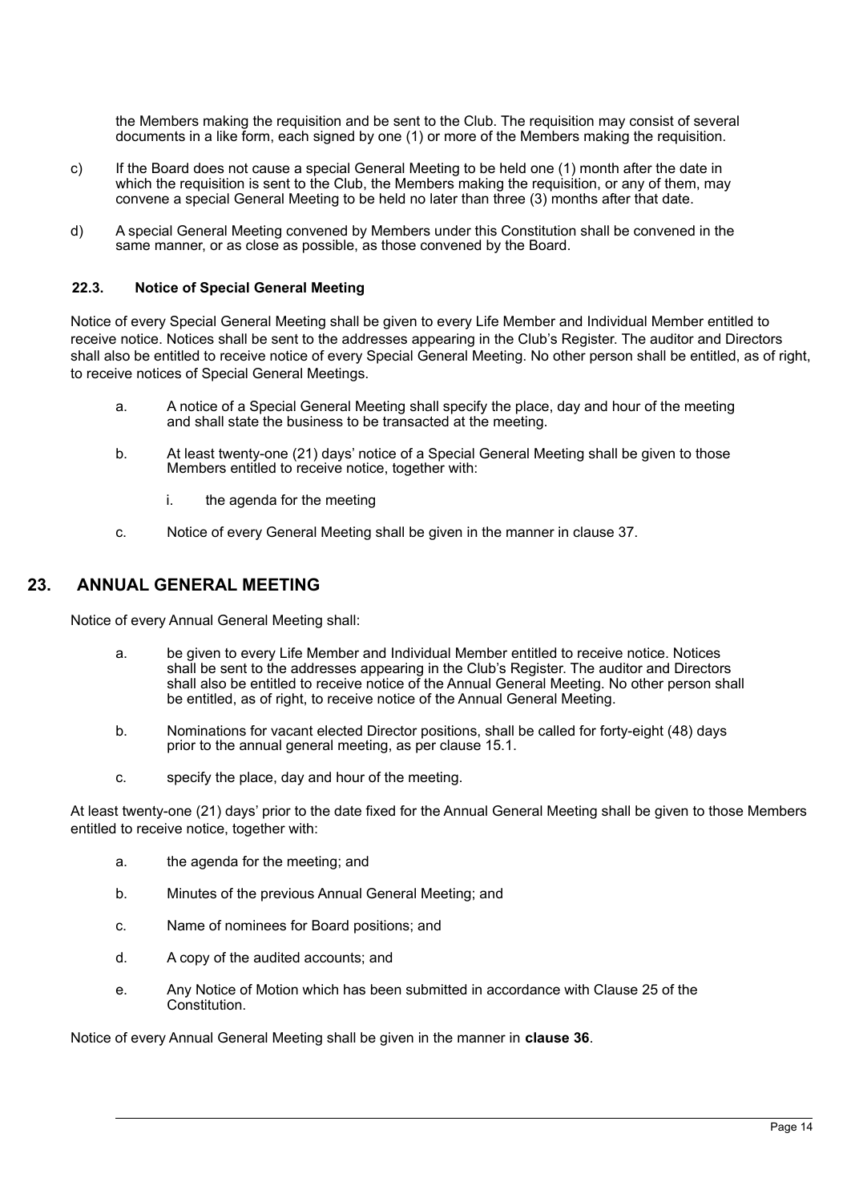the Members making the requisition and be sent to the Club. The requisition may consist of several documents in a like form, each signed by one (1) or more of the Members making the requisition.

c) If the Board does not cause a special General Meeting to be held one (1) month after the date in which the requisition is sent to the Club, the Members making the requisition, or any of them, may convene a special General Meeting to be held no later than three (3) months after that date.

d) A special General Meeting convened by Members under this Constitution shall be convened in the same manner, or as close as possible, as those convened by the Board.

### 22.3. Notice of Special General Meeting

Notice of every Special General Meeting shall be given to every Life Member and Individual Member entitled to receive notice. Notices shall be sent to the addresses appearing in the Club's Register. The auditor and Directors shall also be entitled to receive notice of every Special General Meeting. No other person shall be entitled, as of right, to receive notices of Special General Meetings.

a. A notice of a Special General Meeting shall specify the place, day and hour of the meeting and shall state the business to be transacted at the meeting.

b. At least twenty-one (21) days' notice of a Special General Meeting shall be given to those Members entitled to receive notice, together with:

   i. the agenda for the meeting

c. Notice of every General Meeting shall be given in the manner in clause 37.

## 23. ANNUAL GENERAL MEETING

Notice of every Annual General Meeting shall:

a. be given to every Life Member and Individual Member entitled to receive notice. Notices shall be sent to the addresses appearing in the Club's Register. The auditor and Directors shall also be entitled to receive notice of the Annual General Meeting. No other person shall be entitled, as of right, to receive notice of the Annual General Meeting.

b. Nominations for vacant elected Director positions, shall be called for forty-eight (48) days prior to the annual general meeting, as per clause 15.1.

c. specify the place, day and hour of the meeting.

At least twenty-one (21) days' prior to the date fixed for the Annual General Meeting shall be given to those Members entitled to receive notice, together with:

a. the agenda for the meeting; and

b. Minutes of the previous Annual General Meeting; and

c. Name of nominees for Board positions; and

d. A copy of the audited accounts; and

e. Any Notice of Motion which has been submitted in accordance with Clause 25 of the Constitution.

Notice of every Annual General Meeting shall be given in the manner in **clause 36**.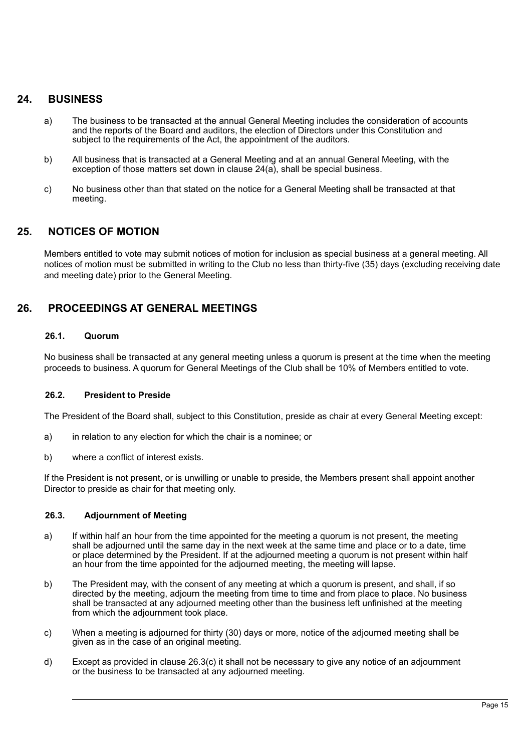## 24. BUSINESS

a) The business to be transacted at the annual General Meeting includes the consideration of accounts and the reports of the Board and auditors, the election of Directors under this Constitution and subject to the requirements of the Act, the appointment of the auditors.

b) All business that is transacted at a General Meeting and at an annual General Meeting, with the exception of those matters set down in clause 24(a), shall be special business.

c) No business other than that stated on the notice for a General Meeting shall be transacted at that meeting.

## 25. NOTICES OF MOTION

Members entitled to vote may submit notices of motion for inclusion as special business at a general meeting. All notices of motion must be submitted in writing to the Club no less than thirty-five (35) days (excluding receiving date and meeting date) prior to the General Meeting.

## 26. PROCEEDINGS AT GENERAL MEETINGS

### 26.1. Quorum

No business shall be transacted at any general meeting unless a quorum is present at the time when the meeting proceeds to business. A quorum for General Meetings of the Club shall be 10% of Members entitled to vote.

### 26.2. President to Preside

The President of the Board shall, subject to this Constitution, preside as chair at every General Meeting except:

a) in relation to any election for which the chair is a nominee; or

b) where a conflict of interest exists.

If the President is not present, or is unwilling or unable to preside, the Members present shall appoint another Director to preside as chair for that meeting only.

### 26.3. Adjournment of Meeting

a) If within half an hour from the time appointed for the meeting a quorum is not present, the meeting shall be adjourned until the same day in the next week at the same time and place or to a date, time or place determined by the President. If at the adjourned meeting a quorum is not present within half an hour from the time appointed for the adjourned meeting, the meeting will lapse.

b) The President may, with the consent of any meeting at which a quorum is present, and shall, if so directed by the meeting, adjourn the meeting from time to time and from place to place. No business shall be transacted at any adjourned meeting other than the business left unfinished at the meeting from which the adjournment took place.

c) When a meeting is adjourned for thirty (30) days or more, notice of the adjourned meeting shall be given as in the case of an original meeting.

d) Except as provided in clause 26.3(c) it shall not be necessary to give any notice of an adjournment or the business to be transacted at any adjourned meeting.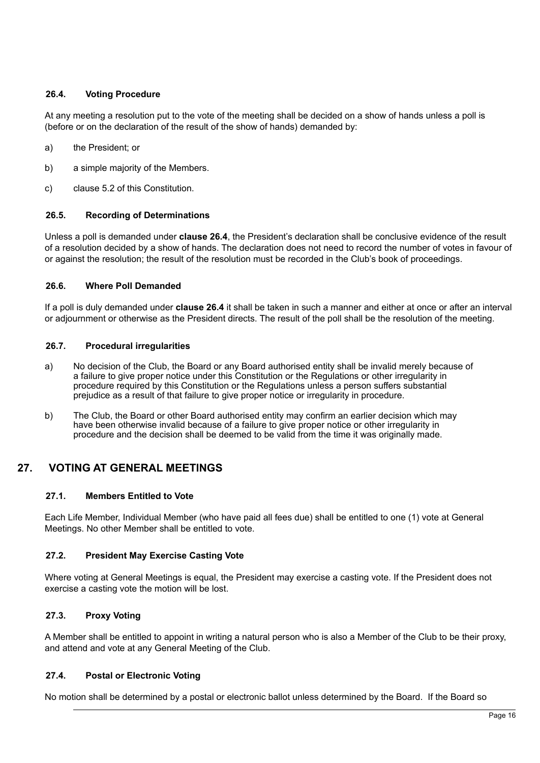### 26.4. Voting Procedure

At any meeting a resolution put to the vote of the meeting shall be decided on a show of hands unless a poll is (before or on the declaration of the result of the show of hands) demanded by:

a) the President; or

b) a simple majority of the Members.

c) clause 5.2 of this Constitution.

### 26.5. Recording of Determinations

Unless a poll is demanded under **clause 26.4**, the President's declaration shall be conclusive evidence of the result of a resolution decided by a show of hands. The declaration does not need to record the number of votes in favour of or against the resolution; the result of the resolution must be recorded in the Club's book of proceedings.

### 26.6. Where Poll Demanded

If a poll is duly demanded under **clause 26.4** it shall be taken in such a manner and either at once or after an interval or adjournment or otherwise as the President directs. The result of the poll shall be the resolution of the meeting.

### 26.7. Procedural irregularities

a) No decision of the Club, the Board or any Board authorised entity shall be invalid merely because of a failure to give proper notice under this Constitution or the Regulations or other irregularity in procedure required by this Constitution or the Regulations unless a person suffers substantial prejudice as a result of that failure to give proper notice or irregularity in procedure.

b) The Club, the Board or other Board authorised entity may confirm an earlier decision which may have been otherwise invalid because of a failure to give proper notice or other irregularity in procedure and the decision shall be deemed to be valid from the time it was originally made.

## 27. VOTING AT GENERAL MEETINGS

### 27.1. Members Entitled to Vote

Each Life Member, Individual Member (who have paid all fees due) shall be entitled to one (1) vote at General Meetings. No other Member shall be entitled to vote.

### 27.2. President May Exercise Casting Vote

Where voting at General Meetings is equal, the President may exercise a casting vote. If the President does not exercise a casting vote the motion will be lost.

### 27.3. Proxy Voting

A Member shall be entitled to appoint in writing a natural person who is also a Member of the Club to be their proxy, and attend and vote at any General Meeting of the Club.

### 27.4. Postal or Electronic Voting

No motion shall be determined by a postal or electronic ballot unless determined by the Board. If the Board so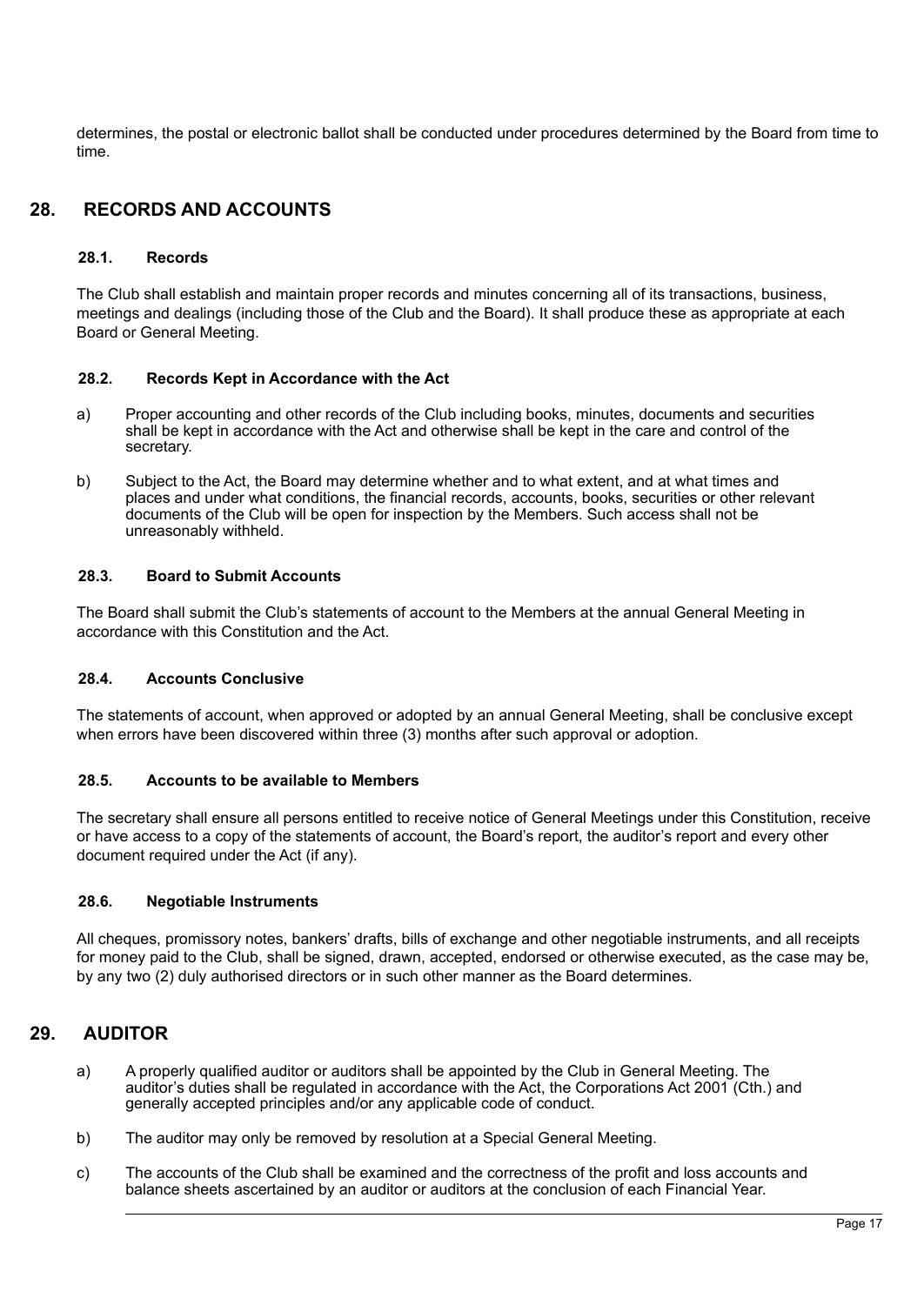determines, the postal or electronic ballot shall be conducted under procedures determined by the Board from time to time.

## 28. RECORDS AND ACCOUNTS

### 28.1. Records

The Club shall establish and maintain proper records and minutes concerning all of its transactions, business, meetings and dealings (including those of the Club and the Board). It shall produce these as appropriate at each Board or General Meeting.

### 28.2. Records Kept in Accordance with the Act

a) Proper accounting and other records of the Club including books, minutes, documents and securities shall be kept in accordance with the Act and otherwise shall be kept in the care and control of the secretary.

b) Subject to the Act, the Board may determine whether and to what extent, and at what times and places and under what conditions, the financial records, accounts, books, securities or other relevant documents of the Club will be open for inspection by the Members. Such access shall not be unreasonably withheld.

### 28.3. Board to Submit Accounts

The Board shall submit the Club's statements of account to the Members at the annual General Meeting in accordance with this Constitution and the Act.

### 28.4. Accounts Conclusive

The statements of account, when approved or adopted by an annual General Meeting, shall be conclusive except when errors have been discovered within three (3) months after such approval or adoption.

### 28.5. Accounts to be available to Members

The secretary shall ensure all persons entitled to receive notice of General Meetings under this Constitution, receive or have access to a copy of the statements of account, the Board's report, the auditor's report and every other document required under the Act (if any).

### 28.6. Negotiable Instruments

All cheques, promissory notes, bankers' drafts, bills of exchange and other negotiable instruments, and all receipts for money paid to the Club, shall be signed, drawn, accepted, endorsed or otherwise executed, as the case may be, by any two (2) duly authorised directors or in such other manner as the Board determines.

## 29. AUDITOR

a) A properly qualified auditor or auditors shall be appointed by the Club in General Meeting. The auditor's duties shall be regulated in accordance with the Act, the Corporations Act 2001 (Cth.) and generally accepted principles and/or any applicable code of conduct.

b) The auditor may only be removed by resolution at a Special General Meeting.

c) The accounts of the Club shall be examined and the correctness of the profit and loss accounts and balance sheets ascertained by an auditor or auditors at the conclusion of each Financial Year.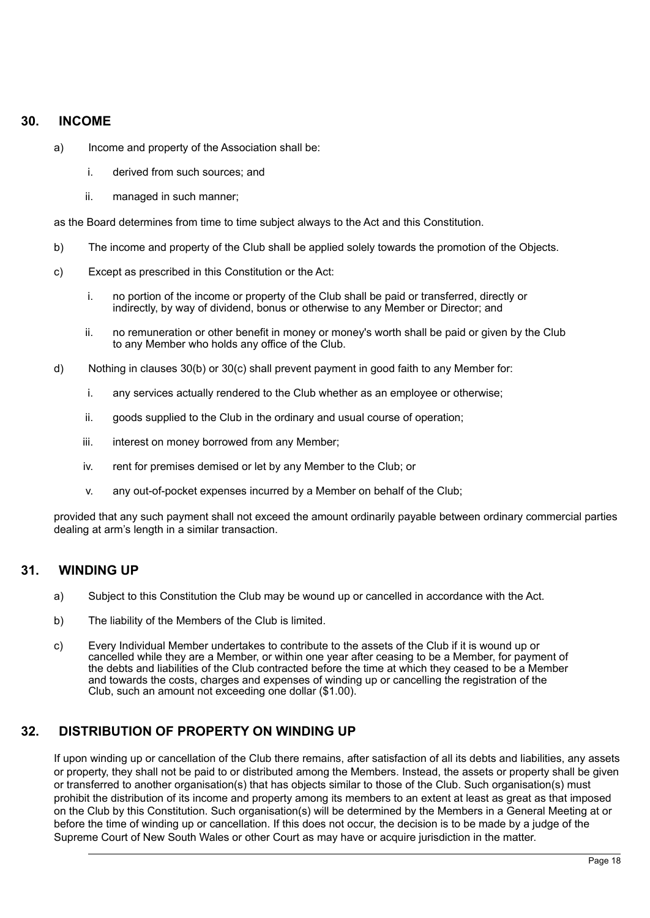## 30. INCOME

a) Income and property of the Association shall be:

   i. derived from such sources; and

   ii. managed in such manner;

as the Board determines from time to time subject always to the Act and this Constitution.

b) The income and property of the Club shall be applied solely towards the promotion of the Objects.

c) Except as prescribed in this Constitution or the Act:

   i. no portion of the income or property of the Club shall be paid or transferred, directly or indirectly, by way of dividend, bonus or otherwise to any Member or Director; and

   ii. no remuneration or other benefit in money or money's worth shall be paid or given by the Club to any Member who holds any office of the Club.

d) Nothing in clauses 30(b) or 30(c) shall prevent payment in good faith to any Member for:

   i. any services actually rendered to the Club whether as an employee or otherwise;

   ii. goods supplied to the Club in the ordinary and usual course of operation;

   iii. interest on money borrowed from any Member;

   iv. rent for premises demised or let by any Member to the Club; or

   v. any out-of-pocket expenses incurred by a Member on behalf of the Club;

provided that any such payment shall not exceed the amount ordinarily payable between ordinary commercial parties dealing at arm's length in a similar transaction.

## 31. WINDING UP

a) Subject to this Constitution the Club may be wound up or cancelled in accordance with the Act.

b) The liability of the Members of the Club is limited.

c) Every Individual Member undertakes to contribute to the assets of the Club if it is wound up or cancelled while they are a Member, or within one year after ceasing to be a Member, for payment of the debts and liabilities of the Club contracted before the time at which they ceased to be a Member and towards the costs, charges and expenses of winding up or cancelling the registration of the Club, such an amount not exceeding one dollar ($1.00).

## 32. DISTRIBUTION OF PROPERTY ON WINDING UP

If upon winding up or cancellation of the Club there remains, after satisfaction of all its debts and liabilities, any assets or property, they shall not be paid to or distributed among the Members. Instead, the assets or property shall be given or transferred to another organisation(s) that has objects similar to those of the Club. Such organisation(s) must prohibit the distribution of its income and property among its members to an extent at least as great as that imposed on the Club by this Constitution. Such organisation(s) will be determined by the Members in a General Meeting at or before the time of winding up or cancellation. If this does not occur, the decision is to be made by a judge of the Supreme Court of New South Wales or other Court as may have or acquire jurisdiction in the matter.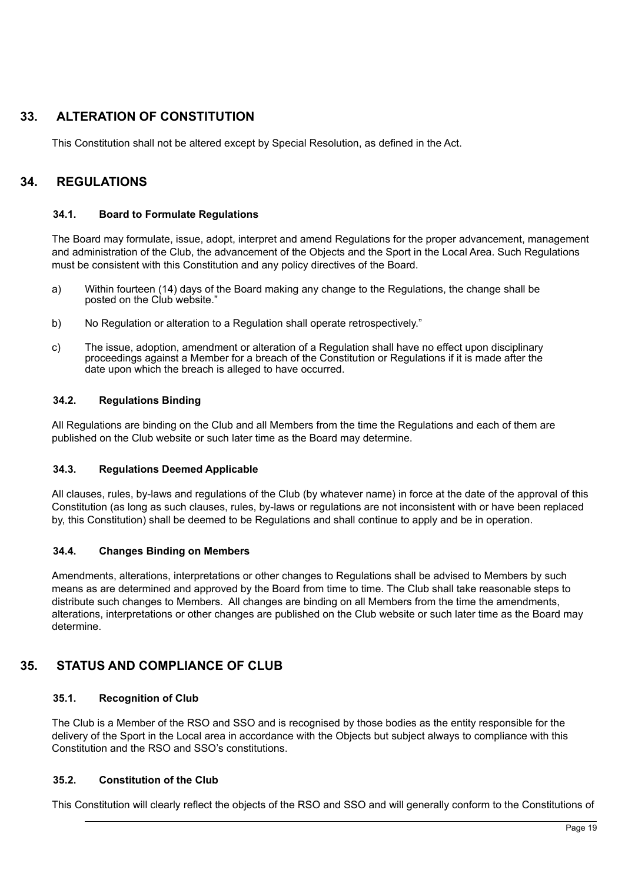## 33. ALTERATION OF CONSTITUTION

This Constitution shall not be altered except by Special Resolution, as defined in the Act.

## 34. REGULATIONS

### 34.1. Board to Formulate Regulations

The Board may formulate, issue, adopt, interpret and amend Regulations for the proper advancement, management and administration of the Club, the advancement of the Objects and the Sport in the Local Area. Such Regulations must be consistent with this Constitution and any policy directives of the Board.

a) Within fourteen (14) days of the Board making any change to the Regulations, the change shall be posted on the Club website."

b) No Regulation or alteration to a Regulation shall operate retrospectively."

c) The issue, adoption, amendment or alteration of a Regulation shall have no effect upon disciplinary proceedings against a Member for a breach of the Constitution or Regulations if it is made after the date upon which the breach is alleged to have occurred.

### 34.2. Regulations Binding

All Regulations are binding on the Club and all Members from the time the Regulations and each of them are published on the Club website or such later time as the Board may determine.

### 34.3. Regulations Deemed Applicable

All clauses, rules, by-laws and regulations of the Club (by whatever name) in force at the date of the approval of this Constitution (as long as such clauses, rules, by-laws or regulations are not inconsistent with or have been replaced by, this Constitution) shall be deemed to be Regulations and shall continue to apply and be in operation.

### 34.4. Changes Binding on Members

Amendments, alterations, interpretations or other changes to Regulations shall be advised to Members by such means as are determined and approved by the Board from time to time. The Club shall take reasonable steps to distribute such changes to Members. All changes are binding on all Members from the time the amendments, alterations, interpretations or other changes are published on the Club website or such later time as the Board may determine.

## 35. STATUS AND COMPLIANCE OF CLUB

### 35.1. Recognition of Club

The Club is a Member of the RSO and SSO and is recognised by those bodies as the entity responsible for the delivery of the Sport in the Local area in accordance with the Objects but subject always to compliance with this Constitution and the RSO and SSO's constitutions.

### 35.2. Constitution of the Club

This Constitution will clearly reflect the objects of the RSO and SSO and will generally conform to the Constitutions of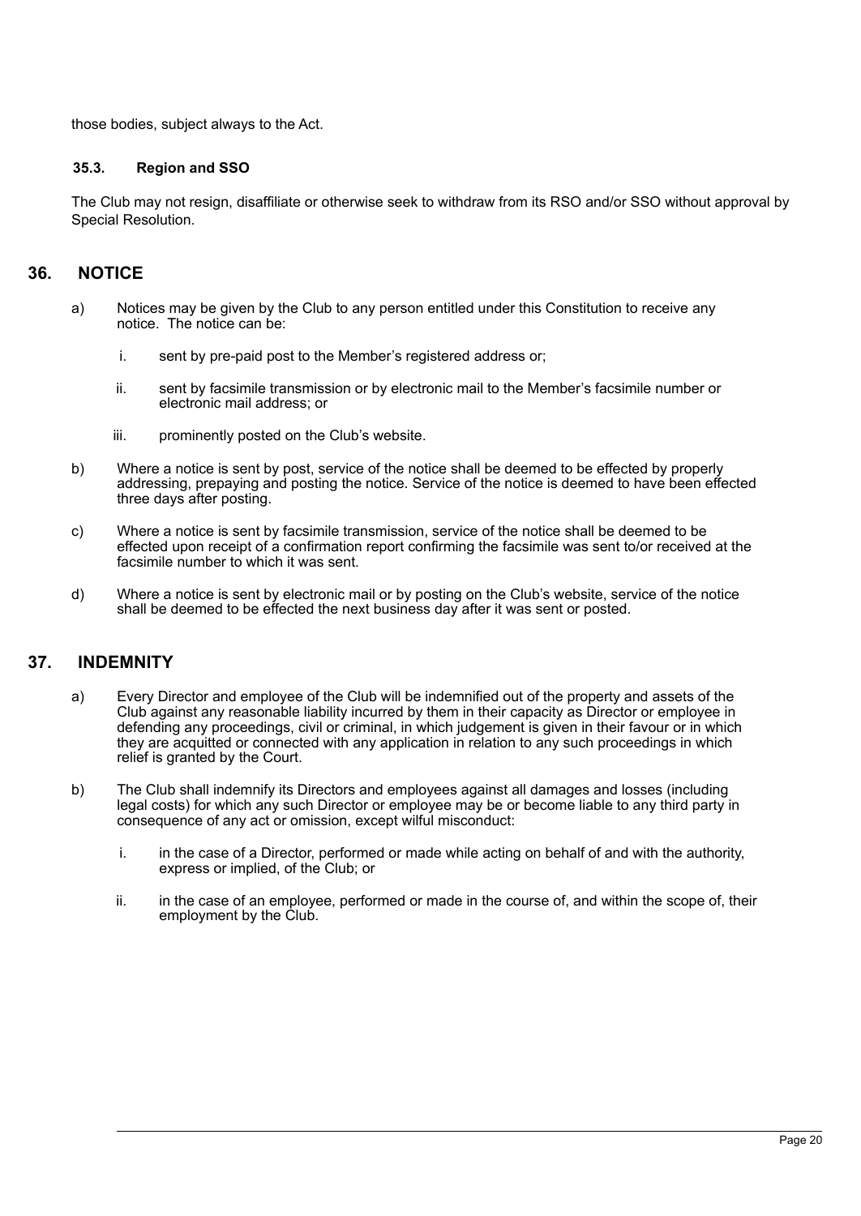those bodies, subject always to the Act.

### 35.3. Region and SSO

The Club may not resign, disaffiliate or otherwise seek to withdraw from its RSO and/or SSO without approval by Special Resolution.

## 36. NOTICE

a) Notices may be given by the Club to any person entitled under this Constitution to receive any notice. The notice can be:

   i. sent by pre-paid post to the Member's registered address or;

   ii. sent by facsimile transmission or by electronic mail to the Member's facsimile number or electronic mail address; or

   iii. prominently posted on the Club's website.

b) Where a notice is sent by post, service of the notice shall be deemed to be effected by properly addressing, prepaying and posting the notice. Service of the notice is deemed to have been effected three days after posting.

c) Where a notice is sent by facsimile transmission, service of the notice shall be deemed to be effected upon receipt of a confirmation report confirming the facsimile was sent to/or received at the facsimile number to which it was sent.

d) Where a notice is sent by electronic mail or by posting on the Club's website, service of the notice shall be deemed to be effected the next business day after it was sent or posted.

## 37. INDEMNITY

a) Every Director and employee of the Club will be indemnified out of the property and assets of the Club against any reasonable liability incurred by them in their capacity as Director or employee in defending any proceedings, civil or criminal, in which judgement is given in their favour or in which they are acquitted or connected with any application in relation to any such proceedings in which relief is granted by the Court.

b) The Club shall indemnify its Directors and employees against all damages and losses (including legal costs) for which any such Director or employee may be or become liable to any third party in consequence of any act or omission, except wilful misconduct:

   i. in the case of a Director, performed or made while acting on behalf of and with the authority, express or implied, of the Club; or

   ii. in the case of an employee, performed or made in the course of, and within the scope of, their employment by the Club.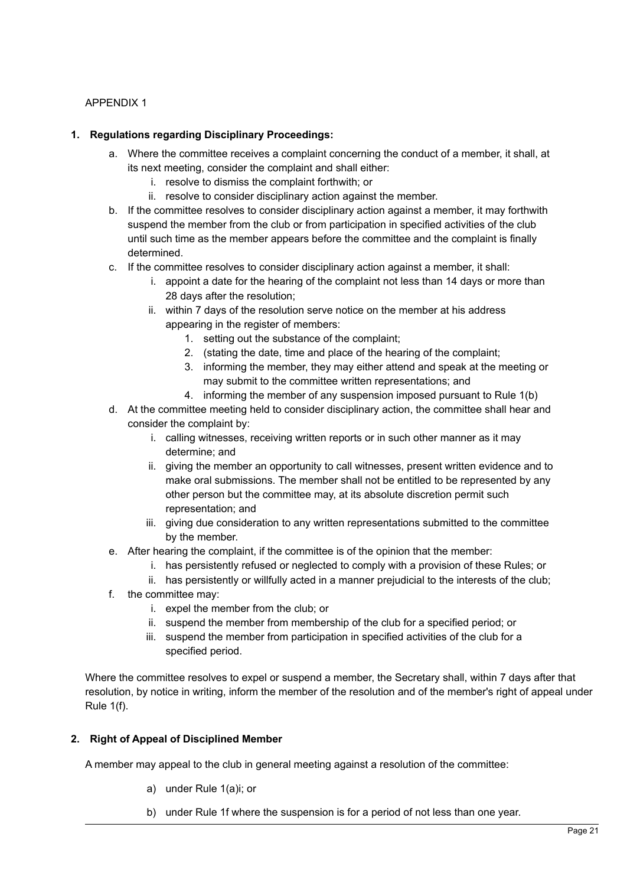APPENDIX 1

1. **Regulations regarding Disciplinary Proceedings:**

   a. Where the committee receives a complaint concerning the conduct of a member, it shall, at its next meeting, consider the complaint and shall either:
      i. resolve to dismiss the complaint forthwith; or
      ii. resolve to consider disciplinary action against the member.

   b. If the committee resolves to consider disciplinary action against a member, it may forthwith suspend the member from the club or from participation in specified activities of the club until such time as the member appears before the committee and the complaint is finally determined.

   c. If the committee resolves to consider disciplinary action against a member, it shall:
      i. appoint a date for the hearing of the complaint not less than 14 days or more than 28 days after the resolution;
      ii. within 7 days of the resolution serve notice on the member at his address appearing in the register of members:
         1. setting out the substance of the complaint;
         2. (stating the date, time and place of the hearing of the complaint;
         3. informing the member, they may either attend and speak at the meeting or may submit to the committee written representations; and
         4. informing the member of any suspension imposed pursuant to Rule 1(b)

   d. At the committee meeting held to consider disciplinary action, the committee shall hear and consider the complaint by:
      i. calling witnesses, receiving written reports or in such other manner as it may determine; and
      ii. giving the member an opportunity to call witnesses, present written evidence and to make oral submissions. The member shall not be entitled to be represented by any other person but the committee may, at its absolute discretion permit such representation; and
      iii. giving due consideration to any written representations submitted to the committee by the member.

   e. After hearing the complaint, if the committee is of the opinion that the member:
      i. has persistently refused or neglected to comply with a provision of these Rules; or
      ii. has persistently or willfully acted in a manner prejudicial to the interests of the club;

   f. the committee may:
      i. expel the member from the club; or
      ii. suspend the member from membership of the club for a specified period; or
      iii. suspend the member from participation in specified activities of the club for a specified period.

   Where the committee resolves to expel or suspend a member, the Secretary shall, within 7 days after that resolution, by notice in writing, inform the member of the resolution and of the member's right of appeal under Rule 1(f).

2. **Right of Appeal of Disciplined Member**

   A member may appeal to the club in general meeting against a resolution of the committee:

   a) under Rule 1(a)i; or

   b) under Rule 1f where the suspension is for a period of not less than one year.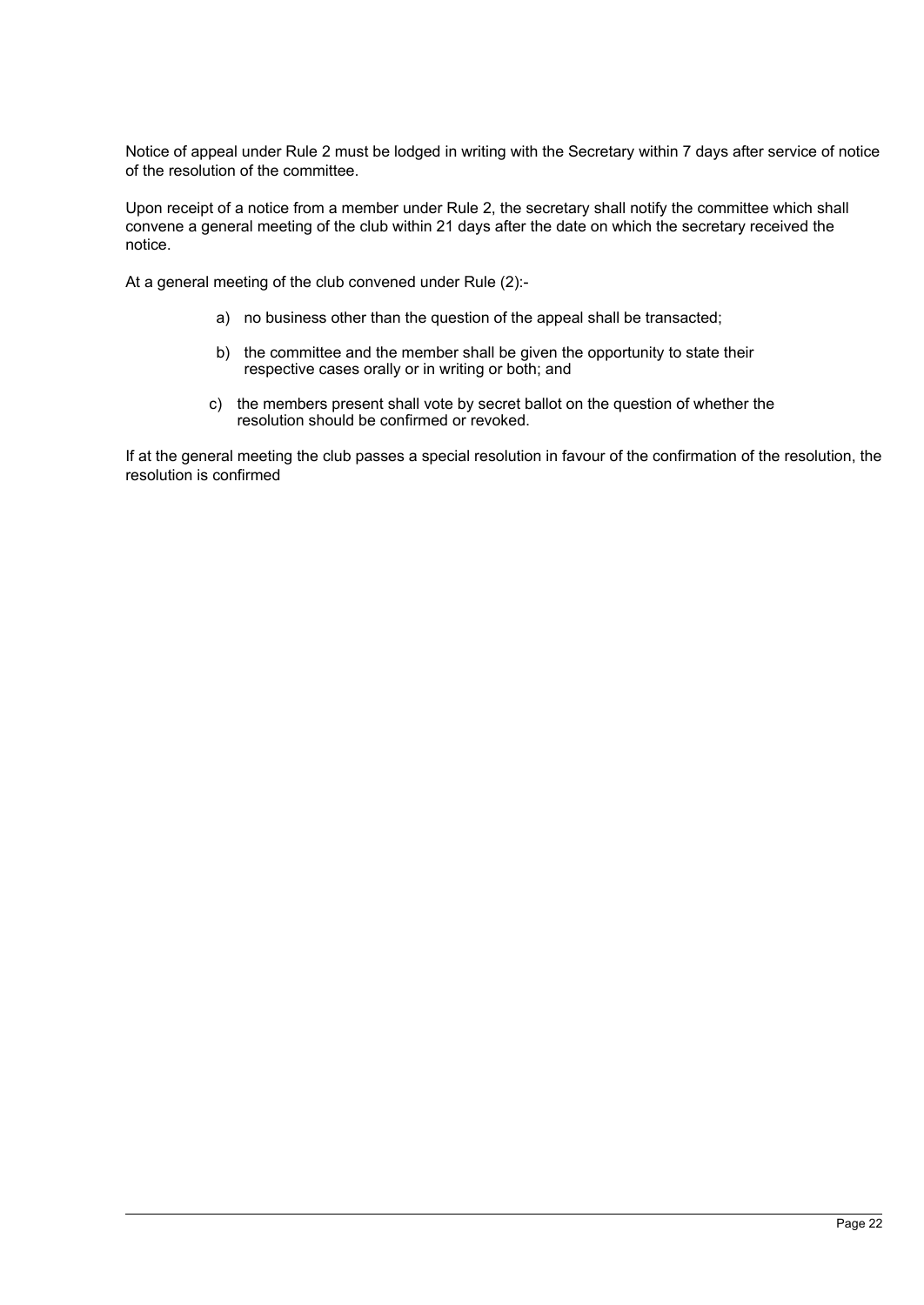Notice of appeal under Rule 2 must be lodged in writing with the Secretary within 7 days after service of notice of the resolution of the committee.

Upon receipt of a notice from a member under Rule 2, the secretary shall notify the committee which shall convene a general meeting of the club within 21 days after the date on which the secretary received the notice.

At a general meeting of the club convened under Rule (2):-

a) no business other than the question of the appeal shall be transacted;

b) the committee and the member shall be given the opportunity to state their respective cases orally or in writing or both; and

c) the members present shall vote by secret ballot on the question of whether the resolution should be confirmed or revoked.

If at the general meeting the club passes a special resolution in favour of the confirmation of the resolution, the resolution is confirmed